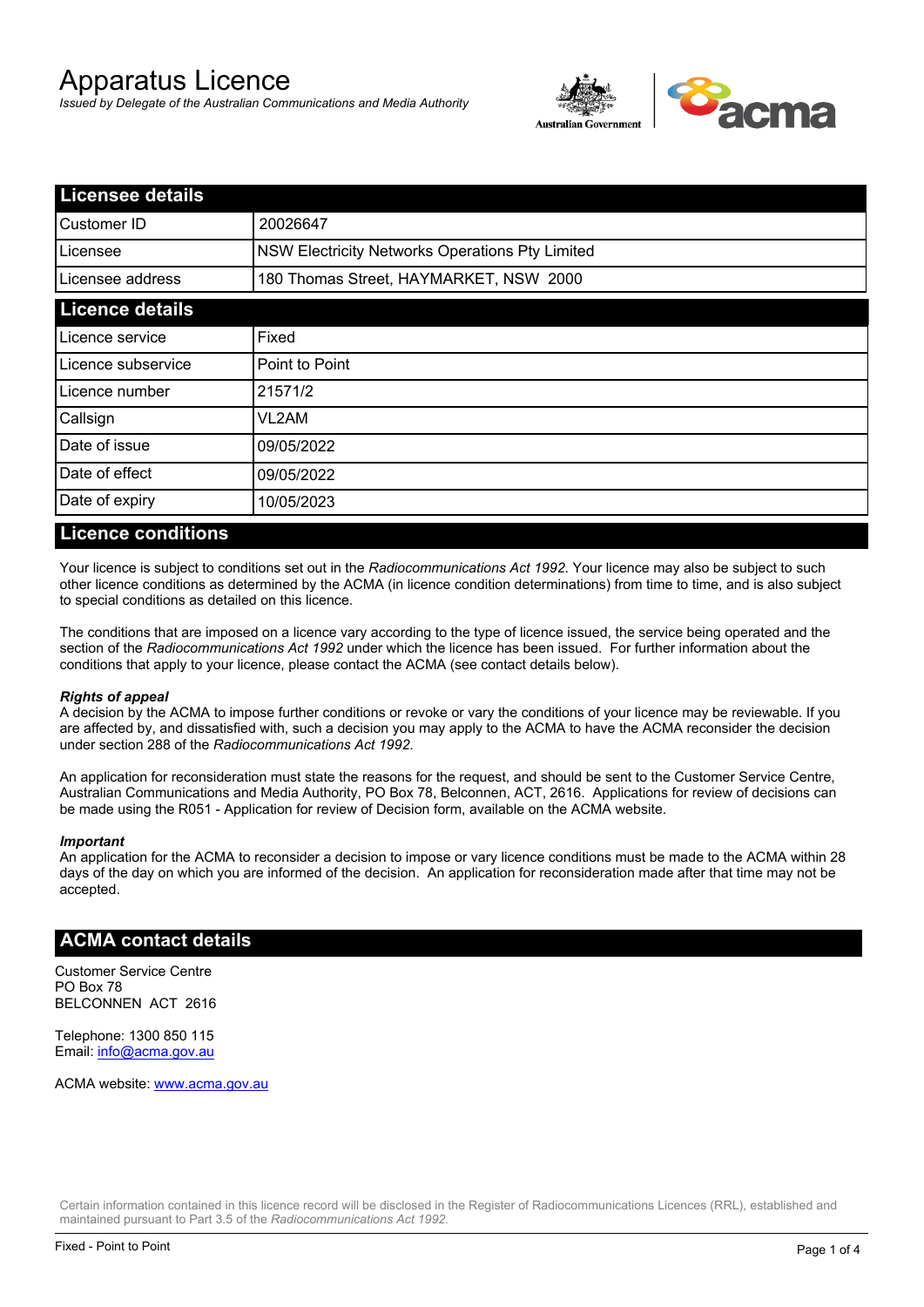# Apparatus Licence

*Issued by Delegate of the Australian Communications and Media Authority*

| Licensee details | |
|---|---|
| Customer ID | 20026647 |
| Licensee | NSW Electricity Networks Operations Pty Limited |
| Licensee address | 180 Thomas Street, HAYMARKET, NSW 2000 |

| Licence details | |
|---|---|
| Licence service | Fixed |
| Licence subservice | Point to Point |
| Licence number | 21571/2 |
| Callsign | VL2AM |
| Date of issue | 09/05/2022 |
| Date of effect | 09/05/2022 |
| Date of expiry | 10/05/2023 |

## Licence conditions

Your licence is subject to conditions set out in the *Radiocommunications Act 1992*. Your licence may also be subject to such other licence conditions as determined by the ACMA (in licence condition determinations) from time to time, and is also subject to special conditions as detailed on this licence.

The conditions that are imposed on a licence vary according to the type of licence issued, the service being operated and the section of the *Radiocommunications Act 1992* under which the licence has been issued. For further information about the conditions that apply to your licence, please contact the ACMA (see contact details below).

***Rights of appeal***

A decision by the ACMA to impose further conditions or revoke or vary the conditions of your licence may be reviewable. If you are affected by, and dissatisfied with, such a decision you may apply to the ACMA to have the ACMA reconsider the decision under section 288 of the *Radiocommunications Act 1992*.

An application for reconsideration must state the reasons for the request, and should be sent to the Customer Service Centre, Australian Communications and Media Authority, PO Box 78, Belconnen, ACT, 2616. Applications for review of decisions can be made using the R051 - Application for review of Decision form, available on the ACMA website.

***Important***

An application for the ACMA to reconsider a decision to impose or vary licence conditions must be made to the ACMA within 28 days of the day on which you are informed of the decision. An application for reconsideration made after that time may not be accepted.

## ACMA contact details

Customer Service Centre
PO Box 78
BELCONNEN ACT 2616

Telephone: 1300 850 115
Email: info@acma.gov.au

ACMA website: www.acma.gov.au

Certain information contained in this licence record will be disclosed in the Register of Radiocommunications Licences (RRL), established and maintained pursuant to Part 3.5 of the *Radiocommunications Act 1992.*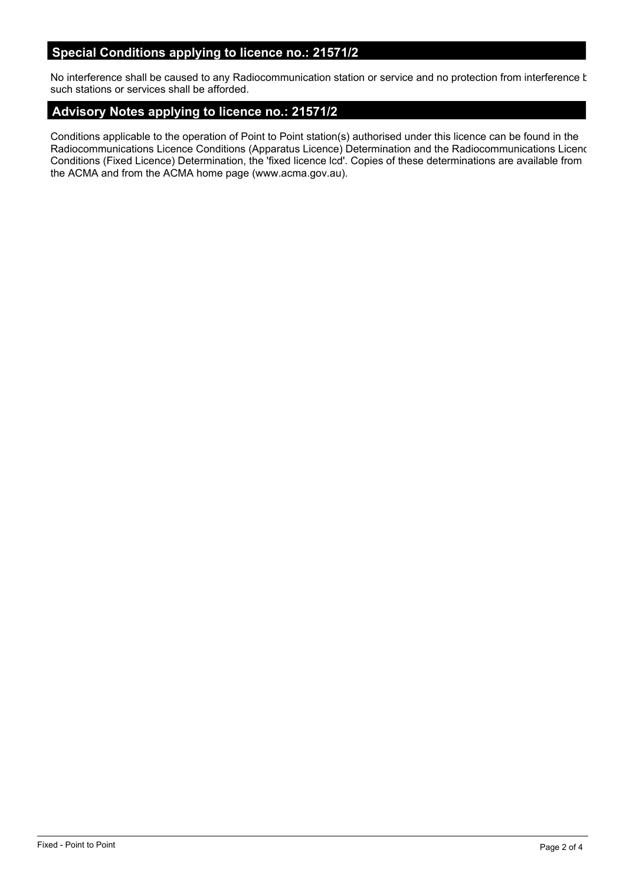## Special Conditions applying to licence no.: 21571/2

No interference shall be caused to any Radiocommunication station or service and no protection from interference b such stations or services shall be afforded.

## Advisory Notes applying to licence no.: 21571/2

Conditions applicable to the operation of Point to Point station(s) authorised under this licence can be found in the Radiocommunications Licence Conditions (Apparatus Licence) Determination and the Radiocommunications Licenc Conditions (Fixed Licence) Determination, the 'fixed licence lcd'. Copies of these determinations are available from the ACMA and from the ACMA home page (www.acma.gov.au).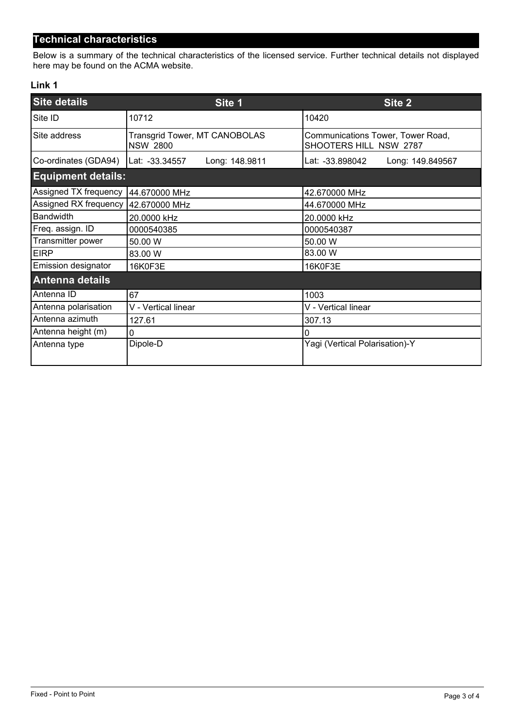## Technical characteristics

Below is a summary of the technical characteristics of the licensed service. Further technical details not displayed here may be found on the ACMA website.

### Link 1

| Site details | Site 1 | Site 2 |
|---|---|---|
| Site ID | 10712 | 10420 |
| Site address | Transgrid Tower, MT CANOBOLAS NSW 2800 | Communications Tower, Tower Road, SHOOTERS HILL NSW 2787 |
| Co-ordinates (GDA94) | Lat: -33.34557 Long: 148.9811 | Lat: -33.898042 Long: 149.849567 |
| **Equipment details:** | | |
| Assigned TX frequency | 44.670000 MHz | 42.670000 MHz |
| Assigned RX frequency | 42.670000 MHz | 44.670000 MHz |
| Bandwidth | 20.0000 kHz | 20.0000 kHz |
| Freq. assign. ID | 0000540385 | 0000540387 |
| Transmitter power | 50.00 W | 50.00 W |
| EIRP | 83.00 W | 83.00 W |
| Emission designator | 16K0F3E | 16K0F3E |
| **Antenna details** | | |
| Antenna ID | 67 | 1003 |
| Antenna polarisation | V - Vertical linear | V - Vertical linear |
| Antenna azimuth | 127.61 | 307.13 |
| Antenna height (m) | 0 | 0 |
| Antenna type | Dipole-D | Yagi (Vertical Polarisation)-Y |

Fixed - Point to Point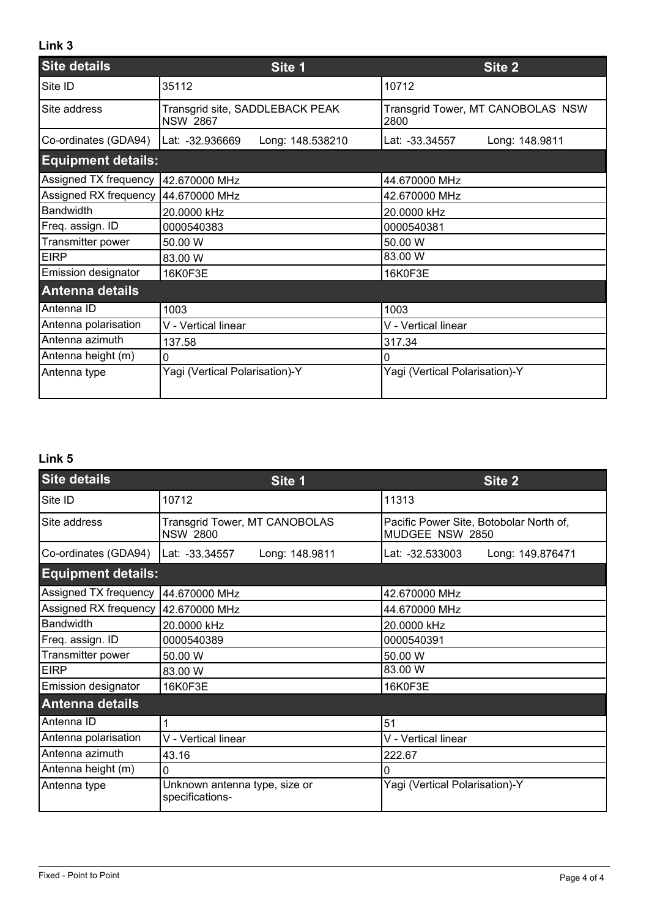**Link 3**

| Site details | Site 1 | | Site 2 | |
|---|---|---|---|---|
| Site ID | 35112 | | 10712 | |
| Site address | Transgrid site, SADDLEBACK PEAK NSW 2867 | | Transgrid Tower, MT CANOBOLAS NSW 2800 | |
| Co-ordinates (GDA94) | Lat: -32.936669 | Long: 148.538210 | Lat: -33.34557 | Long: 148.9811 |
| **Equipment details:** | | | | |
| Assigned TX frequency | 42.670000 MHz | | 44.670000 MHz | |
| Assigned RX frequency | 44.670000 MHz | | 42.670000 MHz | |
| Bandwidth | 20.0000 kHz | | 20.0000 kHz | |
| Freq. assign. ID | 0000540383 | | 0000540381 | |
| Transmitter power | 50.00 W | | 50.00 W | |
| EIRP | 83.00 W | | 83.00 W | |
| Emission designator | 16K0F3E | | 16K0F3E | |
| **Antenna details** | | | | |
| Antenna ID | 1003 | | 1003 | |
| Antenna polarisation | V - Vertical linear | | V - Vertical linear | |
| Antenna azimuth | 137.58 | | 317.34 | |
| Antenna height (m) | 0 | | 0 | |
| Antenna type | Yagi (Vertical Polarisation)-Y | | Yagi (Vertical Polarisation)-Y | |

**Link 5**

| Site details | Site 1 | | Site 2 | |
|---|---|---|---|---|
| Site ID | 10712 | | 11313 | |
| Site address | Transgrid Tower, MT CANOBOLAS NSW 2800 | | Pacific Power Site, Botobolar North of, MUDGEE NSW 2850 | |
| Co-ordinates (GDA94) | Lat: -33.34557 | Long: 148.9811 | Lat: -32.533003 | Long: 149.876471 |
| **Equipment details:** | | | | |
| Assigned TX frequency | 44.670000 MHz | | 42.670000 MHz | |
| Assigned RX frequency | 42.670000 MHz | | 44.670000 MHz | |
| Bandwidth | 20.0000 kHz | | 20.0000 kHz | |
| Freq. assign. ID | 0000540389 | | 0000540391 | |
| Transmitter power | 50.00 W | | 50.00 W | |
| EIRP | 83.00 W | | 83.00 W | |
| Emission designator | 16K0F3E | | 16K0F3E | |
| **Antenna details** | | | | |
| Antenna ID | 1 | | 51 | |
| Antenna polarisation | V - Vertical linear | | V - Vertical linear | |
| Antenna azimuth | 43.16 | | 222.67 | |
| Antenna height (m) | 0 | | 0 | |
| Antenna type | Unknown antenna type, size or specifications- | | Yagi (Vertical Polarisation)-Y | |

Fixed - Point to Point